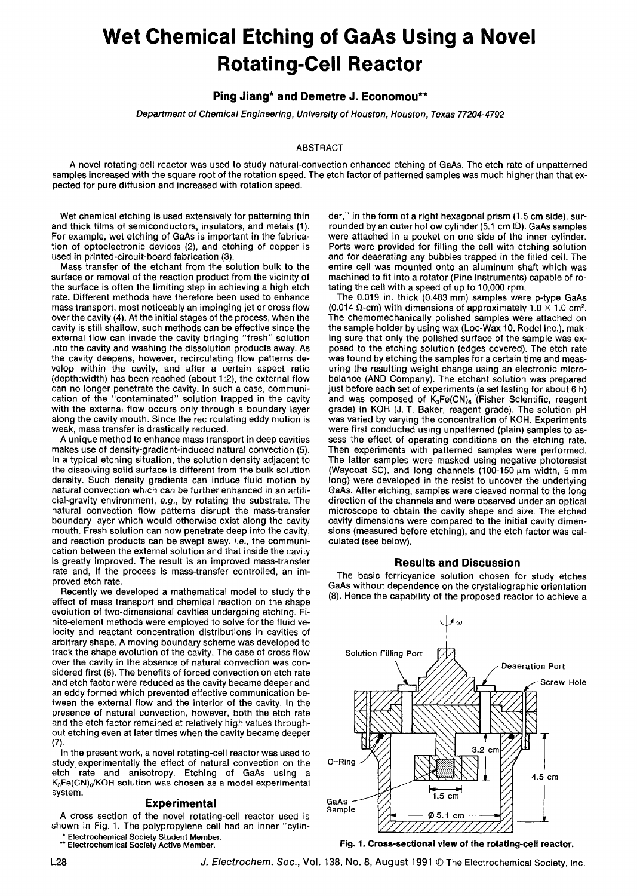# Wet Chemical Etching of GaAs Using a Novel Rotating-Cell Reactor

**Ping Jiang\* and Demetre J. Economou\*\***

*Department of Chemical Engineering, University of Houston, Houston, Texas 77204-4792*

## ABSTRACT

A novel rotating-cell reactor was used to study natural-convection-enhanced etching of GaAs. The etch rate of unpatterned samples increased with the square root of the rotation speed. The etch factor of patterned samples was much higher than that expected for pure diffusion and increased with rotation speed.

Wet chemical etching is used extensively for patterning thin and thick films of semiconductors, insulators, and metals (1). For example, wet etching of GaAs is important in the fabrication of optoelectronic devices (2), and etching of copper is used in printed-circuit-board fabrication (3).

Mass transfer of the etchant from the solution bulk to the surface or removal of the reaction product from the vicinity of the surface is often the limiting step in achieving a high etch rate. Different methods have therefore been used to enhance mass transport, most noticeably an impinging jet or cross flow over the cavity (4). At the initial stages of the process, when the cavity is still shallow, such methods can be effective since the external flow can invade the cavity bringing "fresh" solution into the cavity and washing the dissolution products away. As the cavity deepens, however, recirculating flow patterns develop within the cavity, and after a certain aspect ratio (depth:width) has been reached (about 1:2), the external flow can no longer penetrate the cavity. In such a case, communication of the "contaminated" solution trapped in the cavity with the external flow occurs only through a boundary layer along the cavity mouth. Since the recirculating eddy motion is weak, mass transfer is drastically reduced.

A unique method to enhance mass transport in deep cavities makes use of density-gradient-induced natural convection (5). In a typical etching situation, the solution density adjacent to the dissolving solid surface is different from the bulk solution density. Such density gradients can induce fluid motion by natural convection which can be further enhanced in an artificial-gravity environment, *e.g.*, by rotating the substrate. The natural convection flow patterns disrupt the mass-transfer boundary layer which would otherwise exist along the cavity mouth. Fresh solution can now penetrate deep into the cavity, and reaction products can be swept away, *i.e.*, the communication between the external solution and that inside the cavity is greatly improved. The result is an improved mass-transfer rate and, if the process is mass-transfer controlled, an improved etch rate.

Recently we developed a mathematical model to study the effect of mass transport and chemical reaction on the shape evolution of two-dimensional cavities undergoing etching. Finite-element methods were employed to solve for the fluid velocity and reactant concentration distributions in cavities of arbitrary shape. A moving boundary scheme was developed to track the shape evolution of the cavity. The case of cross flow over the cavity in the absence of natural convection was considered first (6). The benefits of forced convection on etch rate and etch factor were reduced as the cavity became deeper and an eddy formed which prevented effective communication between the external flow and the interior of the cavity. In the presence of natural convection, however, both the etch rate and the etch factor remained at relatively high values throughout etching even at later times when the cavity became deeper (7).

In the present work, a novel rotating-cell reactor was used to study experimentally the effect of natural convection on the etch rate and anisotropy. Etching of GaAs using a $K_3Fe(CN)_6$/KOH solution was chosen as a model experimental system.

## Experimental

A cross section of the novel rotating-cell reactor used is shown in Fig. 1. The polypropylene cell had an inner "cylinder," in the form of a right hexagonal prism (1.5 cm side), surrounded by an outer hollow cylinder (5.1 cm ID). GaAs samples were attached in a pocket on one side of the inner cylinder. Ports were provided for filling the cell with etching solution and for deaerating any bubbles trapped in the filled cell. The entire cell was mounted onto an aluminum shaft which was machined to fit into a rotator (Pine Instruments) capable of rotating the cell with a speed of up to 10,000 rpm.

The 0.019 in. thick (0.483 mm) samples were p-type GaAs (0.014 Ω-cm) with dimensions of approximately $1.0 \times 1.0$ cm$^2$. The chemomechanically polished samples were attached on the sample holder by using wax (Loc-Wax 10, Rodel Inc.), making sure that only the polished surface of the sample was exposed to the etching solution (edges covered). The etch rate was found by etching the samples for a certain time and measuring the resulting weight change using an electronic microbalance (AND Company). The etchant solution was prepared just before each set of experiments (a set lasting for about 6 h) and was composed of $K_3Fe(CN)_6$ (Fisher Scientific, reagent grade) in KOH (J. T. Baker, reagent grade). The solution pH was varied by varying the concentration of KOH. Experiments were first conducted using unpatterned (plain) samples to assess the effect of operating conditions on the etching rate. Then experiments with patterned samples were performed. The latter samples were masked using negative photoresist (Waycoat SC), and long channels (100-150 μm width, 5 mm long) were developed in the resist to uncover the underlying GaAs. After etching, samples were cleaved normal to the long direction of the channels and were observed under an optical microscope to obtain the cavity shape and size. The etched cavity dimensions were compared to the initial cavity dimensions (measured before etching), and the etch factor was calculated (see below).

## Results and Discussion

The basic ferricyanide solution chosen for study etches GaAs without dependence on the crystallographic orientation (8). Hence the capability of the proposed reactor to achieve a

**Fig. 1. Cross-sectional view of the rotating-cell reactor.**

\* Electrochemical Society Student Member.
\*\* Electrochemical Society Active Member.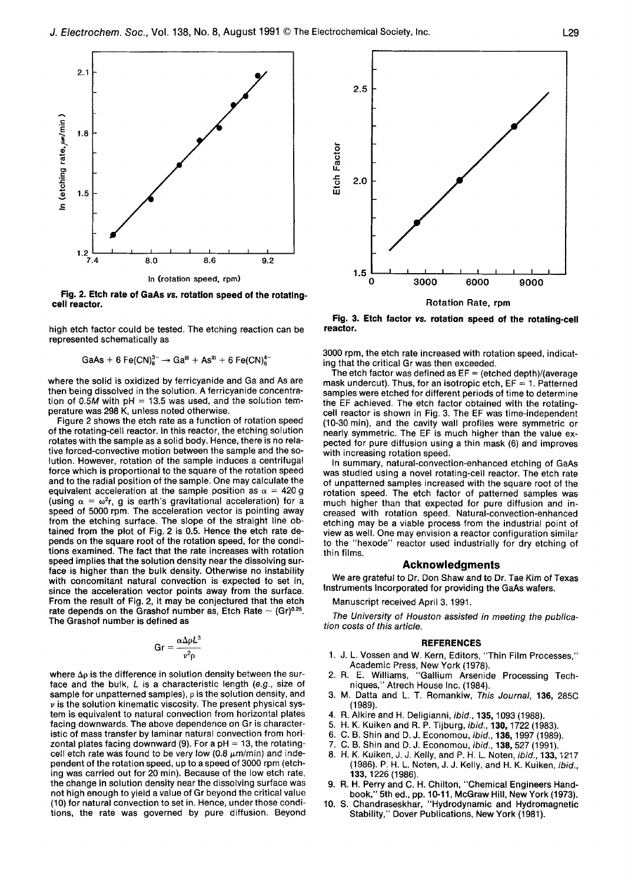2.1

1.8

1.5

1.2

ln (etching rate, μm/min )

7.4 8.0 8.6 9.2

ln (rotation speed, rpm)

**Fig. 2. Etch rate of GaAs vs. rotation speed of the rotating-cell reactor.**

high etch factor could be tested. The etching reaction can be represented schematically as

$$GaAs + 6\,Fe(CN)_6^{3-} \rightarrow Ga^{III} + As^{III} + 6\,Fe(CN)_6^{4-}$$

where the solid is oxidized by ferricyanide and Ga and As are then being dissolved in the solution. A ferricyanide concentration of 0.5*M* with pH = 13.5 was used, and the solution temperature was 298 K, unless noted otherwise.

Figure 2 shows the etch rate as a function of rotation speed of the rotating-cell reactor. In this reactor, the etching solution rotates with the sample as a solid body. Hence, there is no relative forced-convective motion between the sample and the solution. However, rotation of the sample induces a centrifugal force which is proportional to the square of the rotation speed and to the radial position of the sample. One may calculate the equivalent acceleration at the sample position as $\alpha = 420\,g$ (using $\alpha = \omega^2 r$, g is earth's gravitational acceleration) for a speed of 5000 rpm. The acceleration vector is pointing away from the etching surface. The slope of the straight line obtained from the plot of Fig. 2 is 0.5. Hence the etch rate depends on the square root of the rotation speed, for the conditions examined. The fact that the rate increases with rotation speed implies that the solution density near the dissolving surface is higher than the bulk density. Otherwise no instability with concomitant natural convection is expected to set in, since the acceleration vector points away from the surface. From the result of Fig. 2, it may be conjectured that the etch rate depends on the Grashof number as, Etch Rate ~ $(Gr)^{0.25}$. The Grashof number is defined as

$$Gr = \frac{\alpha \Delta \rho L^3}{\nu^2 \rho}$$

where $\Delta\rho$ is the difference in solution density between the surface and the bulk, *L* is a characteristic length (*e.g.*, size of sample for unpatterned samples), $\rho$ is the solution density, and $\nu$ is the solution kinematic viscosity. The present physical system is equivalent to natural convection from horizontal plates facing downwards. The above dependence on Gr is characteristic of mass transfer by laminar natural convection from horizontal plates facing downward (9). For a pH = 13, the rotating-cell etch rate was found to be very low (0.8 μm/min) and independent of the rotation speed, up to a speed of 3000 rpm (etching was carried out for 20 min). Because of the low etch rate, the change in solution density near the dissolving surface was not high enough to yield a value of Gr beyond the critical value (10) for natural convection to set in. Hence, under those conditions, the rate was governed by pure diffusion. Beyond 3000 rpm, the etch rate increased with rotation speed, indicating that the critical Gr was then exceeded.

2.5

2.0

1.5

Etch Factor

0 3000 6000 9000

Rotation Rate, rpm

**Fig. 3. Etch factor vs. rotation speed of the rotating-cell reactor.**

The etch factor was defined as EF = (etched depth)/(average mask undercut). Thus, for an isotropic etch, EF = 1. Patterned samples were etched for different periods of time to determine the EF achieved. The etch factor obtained with the rotating-cell reactor is shown in Fig. 3. The EF was time-independent (10-30 min), and the cavity wall profiles were symmetric or nearly symmetric. The EF is much higher than the value expected for pure diffusion using a thin mask (6) and improves with increasing rotation speed.

In summary, natural-convection-enhanced etching of GaAs was studied using a novel rotating-cell reactor. The etch rate of unpatterned samples increased with the square root of the rotation speed. The etch factor of patterned samples was much higher than that expected for pure diffusion and increased with rotation speed. Natural-convection-enhanced etching may be a viable process from the industrial point of view as well. One may envision a reactor configuration similar to the "hexode" reactor used industrially for dry etching of thin films.

## Acknowledgments

We are grateful to Dr. Don Shaw and to Dr. Tae Kim of Texas Instruments Incorporated for providing the GaAs wafers.

Manuscript received April 3, 1991.

*The University of Houston assisted in meeting the publication costs of this article.*

## REFERENCES

1. J. L. Vossen and W. Kern, Editors, "Thin Film Processes," Academic Press, New York (1978).
2. R. E. Williams, "Gallium Arsenide Processing Techniques," Atrech House Inc. (1984).
3. M. Datta and L. T. Romankiw, *This Journal*, **136**, 285C (1989).
4. R. Alkire and H. Deligianni, *ibid.*, **135**, 1093 (1988).
5. H. K. Kuiken and R. P. Tijburg, *ibid.*, **130**, 1722 (1983).
6. C. B. Shin and D. J. Economou, *ibid.*, **136**, 1997 (1989).
7. C. B. Shin and D. J. Economou, *ibid.*, **138**, 527 (1991).
8. H. K. Kuiken, J. J. Kelly, and P. H. L. Noten, *ibid.*, **133**, 1217 (1986). P. H. L. Noten, J. J. Kelly, and H. K. Kuiken, *ibid.*, **133**, 1226 (1986).
9. R. H. Perry and C. H. Chilton, "Chemical Engineers Handbook," 5th ed., pp. 10-11, McGraw Hill, New York (1973).
10. S. Chandraseskhar, "Hydrodynamic and Hydromagnetic Stability," Dover Publications, New York (1981).